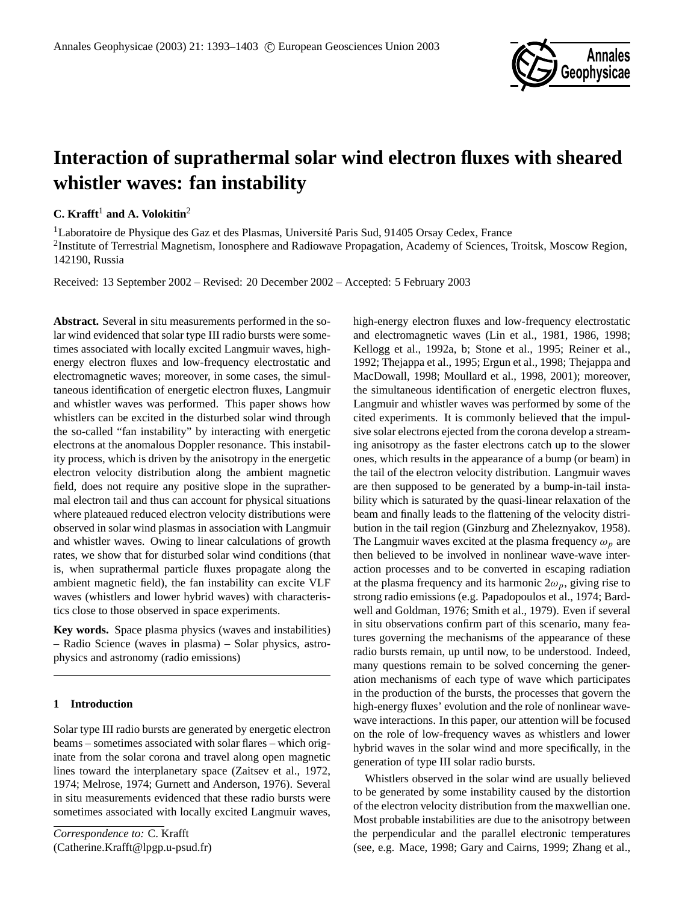# Interaction of suprathermal solar wind electron fluxes with sheared whistler waves: fan instability

**C. Krafft**[1] **and A. Volokitin**[2]

[1]Laboratoire de Physique des Gaz et des Plasmas, Université Paris Sud, 91405 Orsay Cedex, France

[2]Institute of Terrestrial Magnetism, Ionosphere and Radiowave Propagation, Academy of Sciences, Troitsk, Moscow Region, 142190, Russia

Received: 13 September 2002 – Revised: 20 December 2002 – Accepted: 5 February 2003

**Abstract.** Several in situ measurements performed in the solar wind evidenced that solar type III radio bursts were sometimes associated with locally excited Langmuir waves, high-energy electron fluxes and low-frequency electrostatic and electromagnetic waves; moreover, in some cases, the simultaneous identification of energetic electron fluxes, Langmuir and whistler waves was performed. This paper shows how whistlers can be excited in the disturbed solar wind through the so-called "fan instability" by interacting with energetic electrons at the anomalous Doppler resonance. This instability process, which is driven by the anisotropy in the energetic electron velocity distribution along the ambient magnetic field, does not require any positive slope in the suprathermal electron tail and thus can account for physical situations where plateaued reduced electron velocity distributions were observed in solar wind plasmas in association with Langmuir and whistler waves. Owing to linear calculations of growth rates, we show that for disturbed solar wind conditions (that is, when suprathermal particle fluxes propagate along the ambient magnetic field), the fan instability can excite VLF waves (whistlers and lower hybrid waves) with characteristics close to those observed in space experiments.

**Key words.** Space plasma physics (waves and instabilities) – Radio Science (waves in plasma) – Solar physics, astrophysics and astronomy (radio emissions)

## 1 Introduction

Solar type III radio bursts are generated by energetic electron beams – sometimes associated with solar flares – which originate from the solar corona and travel along open magnetic lines toward the interplanetary space (Zaitsev et al., 1972, 1974; Melrose, 1974; Gurnett and Anderson, 1976). Several in situ measurements evidenced that these radio bursts were sometimes associated with locally excited Langmuir waves, high-energy electron fluxes and low-frequency electrostatic and electromagnetic waves (Lin et al., 1981, 1986, 1998; Kellogg et al., 1992a, b; Stone et al., 1995; Reiner et al., 1992; Thejappa et al., 1995; Ergun et al., 1998; Thejappa and MacDowall, 1998; Moullard et al., 1998, 2001); moreover, the simultaneous identification of energetic electron fluxes, Langmuir and whistler waves was performed by some of the cited experiments. It is commonly believed that the impulsive solar electrons ejected from the corona develop a streaming anisotropy as the faster electrons catch up to the slower ones, which results in the appearance of a bump (or beam) in the tail of the electron velocity distribution. Langmuir waves are then supposed to be generated by a bump-in-tail instability which is saturated by the quasi-linear relaxation of the beam and finally leads to the flattening of the velocity distribution in the tail region (Ginzburg and Zheleznyakov, 1958). The Langmuir waves excited at the plasma frequency $\omega_p$ are then believed to be involved in nonlinear wave-wave interaction processes and to be converted in escaping radiation at the plasma frequency and its harmonic $2\omega_p$, giving rise to strong radio emissions (e.g. Papadopoulos et al., 1974; Bardwell and Goldman, 1976; Smith et al., 1979). Even if several in situ observations confirm part of this scenario, many features governing the mechanisms of the appearance of these radio bursts remain, up until now, to be understood. Indeed, many questions remain to be solved concerning the generation mechanisms of each type of wave which participates in the production of the bursts, the processes that govern the high-energy fluxes' evolution and the role of nonlinear wave-wave interactions. In this paper, our attention will be focused on the role of low-frequency waves as whistlers and lower hybrid waves in the solar wind and more specifically, in the generation of type III solar radio bursts.

Whistlers observed in the solar wind are usually believed to be generated by some instability caused by the distortion of the electron velocity distribution from the maxwellian one. Most probable instabilities are due to the anisotropy between the perpendicular and the parallel electronic temperatures (see, e.g. Mace, 1998; Gary and Cairns, 1999; Zhang et al.,

*Correspondence to:* C. Krafft
(Catherine.Krafft@lpgp.u-psud.fr)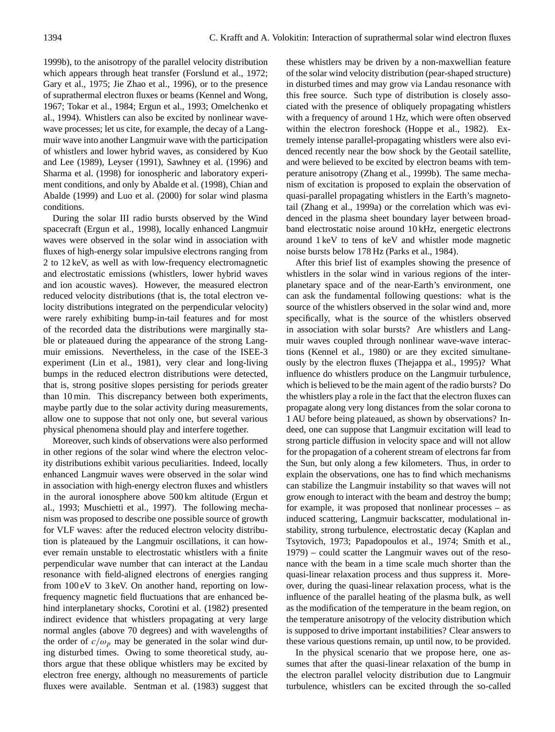1999b), to the anisotropy of the parallel velocity distribution which appears through heat transfer (Forslund et al., 1972; Gary et al., 1975; Jie Zhao et al., 1996), or to the presence of suprathermal electron fluxes or beams (Kennel and Wong, 1967; Tokar et al., 1984; Ergun et al., 1993; Omelchenko et al., 1994). Whistlers can also be excited by nonlinear wave-wave processes; let us cite, for example, the decay of a Langmuir wave into another Langmuir wave with the participation of whistlers and lower hybrid waves, as considered by Kuo and Lee (1989), Leyser (1991), Sawhney et al. (1996) and Sharma et al. (1998) for ionospheric and laboratory experiment conditions, and only by Abalde et al. (1998), Chian and Abalde (1999) and Luo et al. (2000) for solar wind plasma conditions.

During the solar III radio bursts observed by the Wind spacecraft (Ergun et al., 1998), locally enhanced Langmuir waves were observed in the solar wind in association with fluxes of high-energy solar impulsive electrons ranging from 2 to 12 keV, as well as with low-frequency electromagnetic and electrostatic emissions (whistlers, lower hybrid waves and ion acoustic waves). However, the measured electron reduced velocity distributions (that is, the total electron velocity distributions integrated on the perpendicular velocity) were rarely exhibiting bump-in-tail features and for most of the recorded data the distributions were marginally stable or plateaued during the appearance of the strong Langmuir emissions. Nevertheless, in the case of the ISEE-3 experiment (Lin et al., 1981), very clear and long-living bumps in the reduced electron distributions were detected, that is, strong positive slopes persisting for periods greater than 10 min. This discrepancy between both experiments, maybe partly due to the solar activity during measurements, allow one to suppose that not only one, but several various physical phenomena should play and interfere together.

Moreover, such kinds of observations were also performed in other regions of the solar wind where the electron velocity distributions exhibit various peculiarities. Indeed, locally enhanced Langmuir waves were observed in the solar wind in association with high-energy electron fluxes and whistlers in the auroral ionosphere above 500 km altitude (Ergun et al., 1993; Muschietti et al., 1997). The following mechanism was proposed to describe one possible source of growth for VLF waves: after the reduced electron velocity distribution is plateaued by the Langmuir oscillations, it can however remain unstable to electrostatic whistlers with a finite perpendicular wave number that can interact at the Landau resonance with field-aligned electrons of energies ranging from 100 eV to 3 keV. On another hand, reporting on low-frequency magnetic field fluctuations that are enhanced behind interplanetary shocks, Corotini et al. (1982) presented indirect evidence that whistlers propagating at very large normal angles (above 70 degrees) and with wavelengths of the order of $c/\omega_p$ may be generated in the solar wind during disturbed times. Owing to some theoretical study, authors argue that these oblique whistlers may be excited by electron free energy, although no measurements of particle fluxes were available. Sentman et al. (1983) suggest that these whistlers may be driven by a non-maxwellian feature of the solar wind velocity distribution (pear-shaped structure) in disturbed times and may grow via Landau resonance with this free source. Such type of distribution is closely associated with the presence of obliquely propagating whistlers with a frequency of around 1 Hz, which were often observed within the electron foreshock (Hoppe et al., 1982). Extremely intense parallel-propagating whistlers were also evidenced recently near the bow shock by the Geotail satellite, and were believed to be excited by electron beams with temperature anisotropy (Zhang et al., 1999b). The same mechanism of excitation is proposed to explain the observation of quasi-parallel propagating whistlers in the Earth's magnetotail (Zhang et al., 1999a) or the correlation which was evidenced in the plasma sheet boundary layer between broadband electrostatic noise around 10 kHz, energetic electrons around 1 keV to tens of keV and whistler mode magnetic noise bursts below 178 Hz (Parks et al., 1984).

After this brief list of examples showing the presence of whistlers in the solar wind in various regions of the interplanetary space and of the near-Earth's environment, one can ask the fundamental following questions: what is the source of the whistlers observed in the solar wind and, more specifically, what is the source of the whistlers observed in association with solar bursts? Are whistlers and Langmuir waves coupled through nonlinear wave-wave interactions (Kennel et al., 1980) or are they excited simultaneously by the electron fluxes (Thejappa et al., 1995)? What influence do whistlers produce on the Langmuir turbulence, which is believed to be the main agent of the radio bursts? Do the whistlers play a role in the fact that the electron fluxes can propagate along very long distances from the solar corona to 1 AU before being plateaued, as shown by observations? Indeed, one can suppose that Langmuir excitation will lead to strong particle diffusion in velocity space and will not allow for the propagation of a coherent stream of electrons far from the Sun, but only along a few kilometers. Thus, in order to explain the observations, one has to find which mechanisms can stabilize the Langmuir instability so that waves will not grow enough to interact with the beam and destroy the bump; for example, it was proposed that nonlinear processes – as induced scattering, Langmuir backscatter, modulational instability, strong turbulence, electrostatic decay (Kaplan and Tsytovich, 1973; Papadopoulos et al., 1974; Smith et al., 1979) – could scatter the Langmuir waves out of the resonance with the beam in a time scale much shorter than the quasi-linear relaxation process and thus suppress it. Moreover, during the quasi-linear relaxation process, what is the influence of the parallel heating of the plasma bulk, as well as the modification of the temperature in the beam region, on the temperature anisotropy of the velocity distribution which is supposed to drive important instabilities? Clear answers to these various questions remain, up until now, to be provided.

In the physical scenario that we propose here, one assumes that after the quasi-linear relaxation of the bump in the electron parallel velocity distribution due to Langmuir turbulence, whistlers can be excited through the so-called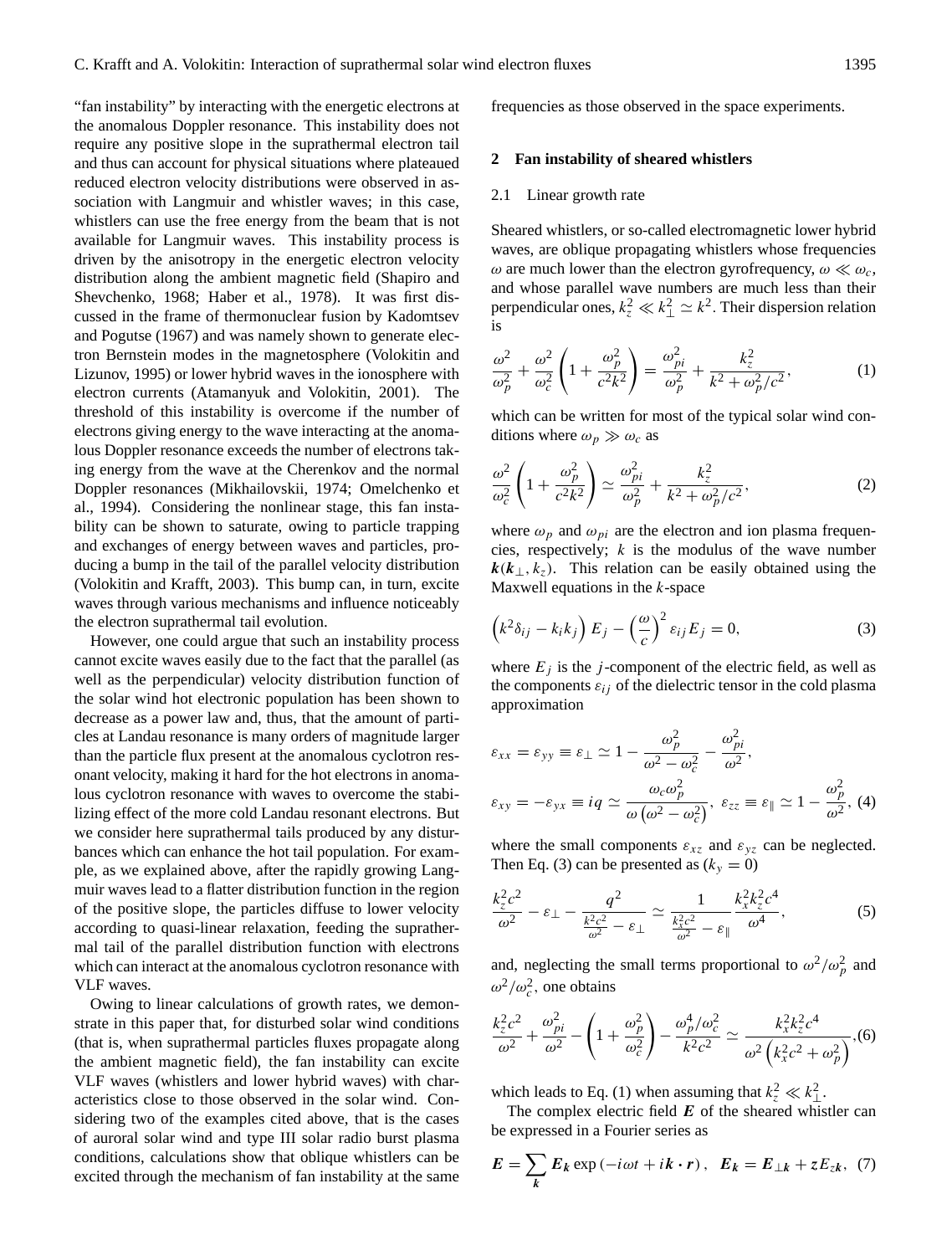"fan instability" by interacting with the energetic electrons at the anomalous Doppler resonance. This instability does not require any positive slope in the suprathermal electron tail and thus can account for physical situations where plateaued reduced electron velocity distributions were observed in association with Langmuir and whistler waves; in this case, whistlers can use the free energy from the beam that is not available for Langmuir waves. This instability process is driven by the anisotropy in the energetic electron velocity distribution along the ambient magnetic field (Shapiro and Shevchenko, 1968; Haber et al., 1978). It was first discussed in the frame of thermonuclear fusion by Kadomtsev and Pogutse (1967) and was namely shown to generate electron Bernstein modes in the magnetosphere (Volokitin and Lizunov, 1995) or lower hybrid waves in the ionosphere with electron currents (Atamanyuk and Volokitin, 2001). The threshold of this instability is overcome if the number of electrons giving energy to the wave interacting at the anomalous Doppler resonance exceeds the number of electrons taking energy from the wave at the Cherenkov and the normal Doppler resonances (Mikhailovskii, 1974; Omelchenko et al., 1994). Considering the nonlinear stage, this fan instability can be shown to saturate, owing to particle trapping and exchanges of energy between waves and particles, producing a bump in the tail of the parallel velocity distribution (Volokitin and Krafft, 2003). This bump can, in turn, excite waves through various mechanisms and influence noticeably the electron suprathermal tail evolution.

However, one could argue that such an instability process cannot excite waves easily due to the fact that the parallel (as well as the perpendicular) velocity distribution function of the solar wind hot electronic population has been shown to decrease as a power law and, thus, that the amount of particles at Landau resonance is many orders of magnitude larger than the particle flux present at the anomalous cyclotron resonant velocity, making it hard for the hot electrons in anomalous cyclotron resonance with waves to overcome the stabilizing effect of the more cold Landau resonant electrons. But we consider here suprathermal tails produced by any disturbances which can enhance the hot tail population. For example, as we explained above, after the rapidly growing Langmuir waves lead to a flatter distribution function in the region of the positive slope, the particles diffuse to lower velocity according to quasi-linear relaxation, feeding the suprathermal tail of the parallel distribution function with electrons which can interact at the anomalous cyclotron resonance with VLF waves.

Owing to linear calculations of growth rates, we demonstrate in this paper that, for disturbed solar wind conditions (that is, when suprathermal particles fluxes propagate along the ambient magnetic field), the fan instability can excite VLF waves (whistlers and lower hybrid waves) with characteristics close to those observed in the solar wind. Considering two of the examples cited above, that is the cases of auroral solar wind and type III solar radio burst plasma conditions, calculations show that oblique whistlers can be excited through the mechanism of fan instability at the same frequencies as those observed in the space experiments.

## 2 Fan instability of sheared whistlers

### 2.1 Linear growth rate

Sheared whistlers, or so-called electromagnetic lower hybrid waves, are oblique propagating whistlers whose frequencies $\omega$ are much lower than the electron gyrofrequency, $\omega \ll \omega_c$, and whose parallel wave numbers are much less than their perpendicular ones, $k_z^2 \ll k_\perp^2 \simeq k^2$. Their dispersion relation is

$$\frac{\omega^2}{\omega_p^2} + \frac{\omega^2}{\omega_c^2}\left(1 + \frac{\omega_p^2}{c^2k^2}\right) = \frac{\omega_{pi}^2}{\omega_p^2} + \frac{k_z^2}{k^2 + \omega_p^2/c^2}, \tag{1}$$

which can be written for most of the typical solar wind conditions where $\omega_p \gg \omega_c$ as

$$\frac{\omega^2}{\omega_c^2}\left(1 + \frac{\omega_p^2}{c^2k^2}\right) \simeq \frac{\omega_{pi}^2}{\omega_p^2} + \frac{k_z^2}{k^2 + \omega_p^2/c^2}, \tag{2}$$

where $\omega_p$ and $\omega_{pi}$ are the electron and ion plasma frequencies, respectively; $k$ is the modulus of the wave number $\boldsymbol{k}(\boldsymbol{k}_\perp, k_z)$. This relation can be easily obtained using the Maxwell equations in the $k$-space

$$\left(k^2\delta_{ij} - k_ik_j\right)E_j - \left(\frac{\omega}{c}\right)^2 \varepsilon_{ij}E_j = 0, \tag{3}$$

where $E_j$ is the $j$-component of the electric field, as well as the components $\varepsilon_{ij}$ of the dielectric tensor in the cold plasma approximation

$$\varepsilon_{xx} = \varepsilon_{yy} \equiv \varepsilon_\perp \simeq 1 - \frac{\omega_p^2}{\omega^2 - \omega_c^2} - \frac{\omega_{pi}^2}{\omega^2},$$

$$\varepsilon_{xy} = -\varepsilon_{yx} \equiv iq \simeq \frac{\omega_c\omega_p^2}{\omega\left(\omega^2 - \omega_c^2\right)},\ \varepsilon_{zz} \equiv \varepsilon_\parallel \simeq 1 - \frac{\omega_p^2}{\omega^2}, \tag{4}$$

where the small components $\varepsilon_{xz}$ and $\varepsilon_{yz}$ can be neglected. Then Eq. (3) can be presented as ($k_y = 0$)

$$\frac{k_z^2c^2}{\omega^2} - \varepsilon_\perp - \frac{q^2}{\frac{k^2c^2}{\omega^2} - \varepsilon_\perp} \simeq \frac{1}{\frac{k_x^2c^2}{\omega^2} - \varepsilon_\parallel}\frac{k_x^2k_z^2c^4}{\omega^4}, \tag{5}$$

and, neglecting the small terms proportional to $\omega^2/\omega_p^2$ and $\omega^2/\omega_c^2$, one obtains

$$\frac{k_z^2c^2}{\omega^2} + \frac{\omega_{pi}^2}{\omega^2} - \left(1 + \frac{\omega_p^2}{\omega_c^2}\right) - \frac{\omega_p^4/\omega_c^2}{k^2c^2} \simeq \frac{k_x^2k_z^2c^4}{\omega^2\left(k_x^2c^2 + \omega_p^2\right)}, \tag{6}$$

which leads to Eq. (1) when assuming that $k_z^2 \ll k_\perp^2$.

The complex electric field $\boldsymbol{E}$ of the sheared whistler can be expressed in a Fourier series as

$$\boldsymbol{E} = \sum_{\boldsymbol{k}} \boldsymbol{E}_{\boldsymbol{k}} \exp\left(-i\omega t + i\boldsymbol{k}\cdot\boldsymbol{r}\right),\ \ \boldsymbol{E}_{\boldsymbol{k}} = \boldsymbol{E}_{\perp\boldsymbol{k}} + \boldsymbol{z}E_{z\boldsymbol{k}}, \tag{7}$$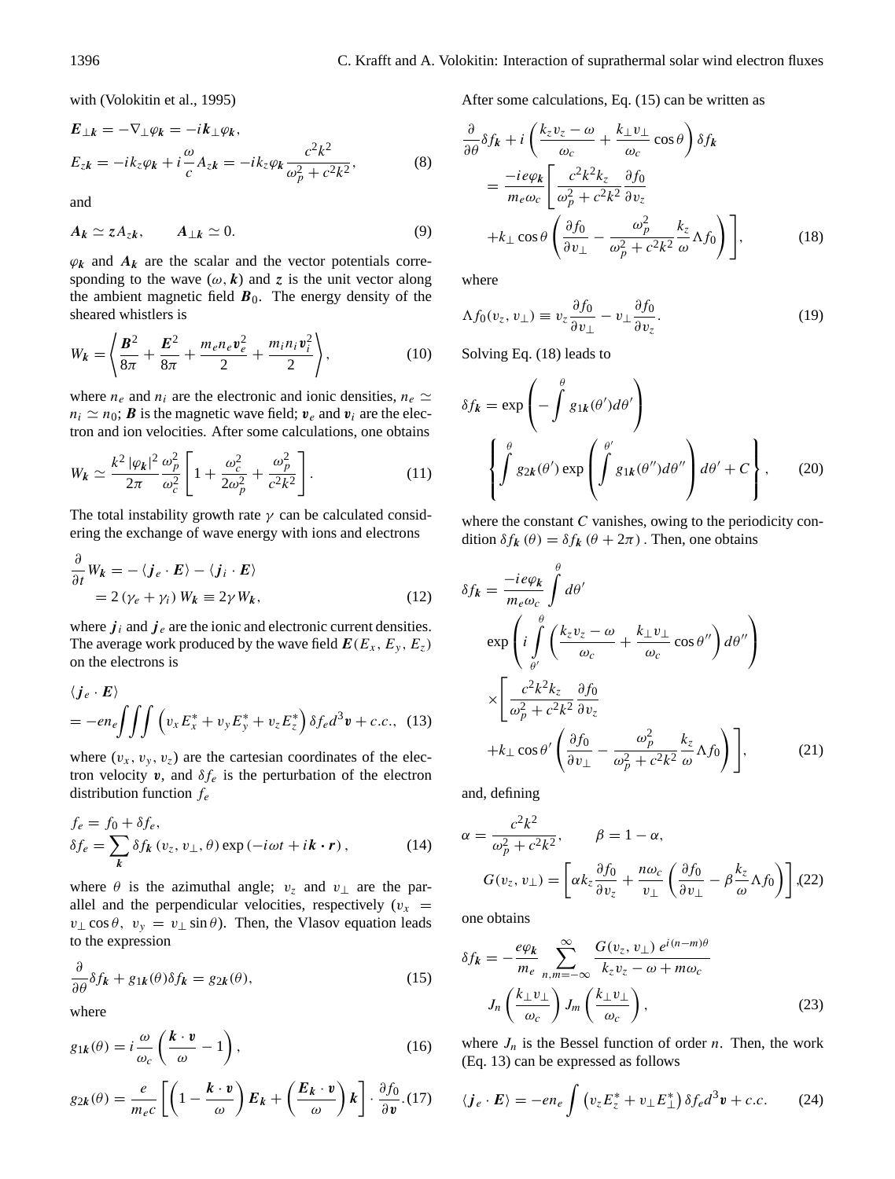with (Volokitin et al., 1995)

$$
\boldsymbol{E}_{\perp \boldsymbol{k}} = -\nabla_{\perp}\varphi_{\boldsymbol{k}} = -i\boldsymbol{k}_{\perp}\varphi_{\boldsymbol{k}},
$$
$$
E_{z\boldsymbol{k}} = -ik_z\varphi_{\boldsymbol{k}} + i\frac{\omega}{c}A_{z\boldsymbol{k}} = -ik_z\varphi_{\boldsymbol{k}}\frac{c^2k^2}{\omega_p^2 + c^2k^2}, \tag{8}
$$

and

$$
\boldsymbol{A}_{\boldsymbol{k}} \simeq \boldsymbol{z}A_{z\boldsymbol{k}}, \qquad \boldsymbol{A}_{\perp \boldsymbol{k}} \simeq 0. \tag{9}
$$

$\varphi_{\boldsymbol{k}}$ and $\boldsymbol{A}_{\boldsymbol{k}}$ are the scalar and the vector potentials corresponding to the wave $(\omega, \boldsymbol{k})$ and $\boldsymbol{z}$ is the unit vector along the ambient magnetic field $\boldsymbol{B}_0$. The energy density of the sheared whistlers is

$$
W_{\boldsymbol{k}} = \left\langle \frac{\boldsymbol{B}^2}{8\pi} + \frac{\boldsymbol{E}^2}{8\pi} + \frac{m_e n_e \boldsymbol{v}_e^2}{2} + \frac{m_i n_i \boldsymbol{v}_i^2}{2} \right\rangle, \tag{10}
$$

where $n_e$ and $n_i$ are the electronic and ionic densities, $n_e \simeq n_i \simeq n_0$; $\boldsymbol{B}$ is the magnetic wave field; $\boldsymbol{v}_e$ and $\boldsymbol{v}_i$ are the electron and ion velocities. After some calculations, one obtains

$$
W_{\boldsymbol{k}} \simeq \frac{k^2\left|\varphi_{\boldsymbol{k}}\right|^2}{2\pi}\frac{\omega_p^2}{\omega_c^2}\left[1 + \frac{\omega_c^2}{2\omega_p^2} + \frac{\omega_p^2}{c^2k^2}\right]. \tag{11}
$$

The total instability growth rate $\gamma$ can be calculated considering the exchange of wave energy with ions and electrons

$$
\frac{\partial}{\partial t}W_{\boldsymbol{k}} = -\langle \boldsymbol{j}_e \cdot \boldsymbol{E}\rangle - \langle \boldsymbol{j}_i \cdot \boldsymbol{E}\rangle
$$
$$
= 2\left(\gamma_e + \gamma_i\right)W_{\boldsymbol{k}} \equiv 2\gamma W_{\boldsymbol{k}}, \tag{12}
$$

where $\boldsymbol{j}_i$ and $\boldsymbol{j}_e$ are the ionic and electronic current densities. The average work produced by the wave field $\boldsymbol{E}(E_x, E_y, E_z)$ on the electrons is

$$
\langle \boldsymbol{j}_e \cdot \boldsymbol{E}\rangle
$$
$$
= -en_e\iiint\left(v_xE_x^* + v_yE_y^* + v_zE_z^*\right)\delta f_e d^3\boldsymbol{v} + c.c., \tag{13}
$$

where $(v_x, v_y, v_z)$ are the cartesian coordinates of the electron velocity $\boldsymbol{v}$, and $\delta f_e$ is the perturbation of the electron distribution function $f_e$

$$
f_e = f_0 + \delta f_e,
$$
$$
\delta f_e = \sum_{\boldsymbol{k}} \delta f_{\boldsymbol{k}}\left(v_z, v_{\perp}, \theta\right)\exp\left(-i\omega t + i\boldsymbol{k}\cdot\boldsymbol{r}\right), \tag{14}
$$

where $\theta$ is the azimuthal angle; $v_z$ and $v_{\perp}$ are the parallel and the perpendicular velocities, respectively ($v_x = v_{\perp}\cos\theta,\ v_y = v_{\perp}\sin\theta$). Then, the Vlasov equation leads to the expression

$$
\frac{\partial}{\partial\theta}\delta f_{\boldsymbol{k}} + g_{1\boldsymbol{k}}(\theta)\delta f_{\boldsymbol{k}} = g_{2\boldsymbol{k}}(\theta), \tag{15}
$$

where

$$
g_{1\boldsymbol{k}}(\theta) = i\frac{\omega}{\omega_c}\left(\frac{\boldsymbol{k}\cdot\boldsymbol{v}}{\omega} - 1\right), \tag{16}
$$

$$
g_{2\boldsymbol{k}}(\theta) = \frac{e}{m_e c}\left[\left(1 - \frac{\boldsymbol{k}\cdot\boldsymbol{v}}{\omega}\right)\boldsymbol{E}_{\boldsymbol{k}} + \left(\frac{\boldsymbol{E}_{\boldsymbol{k}}\cdot\boldsymbol{v}}{\omega}\right)\boldsymbol{k}\right]\cdot\frac{\partial f_0}{\partial\boldsymbol{v}}. \tag{17}
$$

After some calculations, Eq. (15) can be written as

$$
\frac{\partial}{\partial\theta}\delta f_{\boldsymbol{k}} + i\left(\frac{k_zv_z - \omega}{\omega_c} + \frac{k_{\perp}v_{\perp}}{\omega_c}\cos\theta\right)\delta f_{\boldsymbol{k}}
$$
$$
= \frac{-ie\varphi_{\boldsymbol{k}}}{m_e\omega_c}\left[\frac{c^2k^2k_z}{\omega_p^2 + c^2k^2}\frac{\partial f_0}{\partial v_z}\right.
$$
$$
\left. + k_{\perp}\cos\theta\left(\frac{\partial f_0}{\partial v_{\perp}} - \frac{\omega_p^2}{\omega_p^2 + c^2k^2}\frac{k_z}{\omega}\Lambda f_0\right)\right], \tag{18}
$$

where

$$
\Lambda f_0(v_z, v_{\perp}) \equiv v_z\frac{\partial f_0}{\partial v_{\perp}} - v_{\perp}\frac{\partial f_0}{\partial v_z}. \tag{19}
$$

Solving Eq. (18) leads to

$$
\delta f_{\boldsymbol{k}} = \exp\left(-\int^{\theta} g_{1\boldsymbol{k}}(\theta')d\theta'\right)
$$
$$
\left\{\int^{\theta} g_{2\boldsymbol{k}}(\theta')\exp\left(\int^{\theta'} g_{1\boldsymbol{k}}(\theta'')d\theta''\right)d\theta' + C\right\}, \tag{20}
$$

where the constant $C$ vanishes, owing to the periodicity condition $\delta f_{\boldsymbol{k}}(\theta) = \delta f_{\boldsymbol{k}}(\theta + 2\pi)$. Then, one obtains

$$
\delta f_{\boldsymbol{k}} = \frac{-ie\varphi_{\boldsymbol{k}}}{m_e\omega_c}\int^{\theta} d\theta'
$$
$$
\exp\left(i\int_{\theta'}^{\theta}\left(\frac{k_zv_z - \omega}{\omega_c} + \frac{k_{\perp}v_{\perp}}{\omega_c}\cos\theta''\right)d\theta''\right)
$$
$$
\times\left[\frac{c^2k^2k_z}{\omega_p^2 + c^2k^2}\frac{\partial f_0}{\partial v_z}\right.
$$
$$
\left. + k_{\perp}\cos\theta'\left(\frac{\partial f_0}{\partial v_{\perp}} - \frac{\omega_p^2}{\omega_p^2 + c^2k^2}\frac{k_z}{\omega}\Lambda f_0\right)\right], \tag{21}
$$

and, defining

$$
\alpha = \frac{c^2k^2}{\omega_p^2 + c^2k^2}, \qquad \beta = 1 - \alpha,
$$
$$
G(v_z, v_{\perp}) = \left[\alpha k_z\frac{\partial f_0}{\partial v_z} + \frac{n\omega_c}{v_{\perp}}\left(\frac{\partial f_0}{\partial v_{\perp}} - \beta\frac{k_z}{\omega}\Lambda f_0\right)\right], \tag{22}
$$

one obtains

$$
\delta f_{\boldsymbol{k}} = -\frac{e\varphi_{\boldsymbol{k}}}{m_e}\sum_{n,m=-\infty}^{\infty}\frac{G(v_z, v_{\perp})\,e^{i(n-m)\theta}}{k_zv_z - \omega + m\omega_c}
$$
$$
J_n\left(\frac{k_{\perp}v_{\perp}}{\omega_c}\right)J_m\left(\frac{k_{\perp}v_{\perp}}{\omega_c}\right), \tag{23}
$$

where $J_n$ is the Bessel function of order $n$. Then, the work (Eq. 13) can be expressed as follows

$$
\langle \boldsymbol{j}_e \cdot \boldsymbol{E}\rangle = -en_e\int\left(v_zE_z^* + v_{\perp}E_{\perp}^*\right)\delta f_e d^3\boldsymbol{v} + c.c. \tag{24}
$$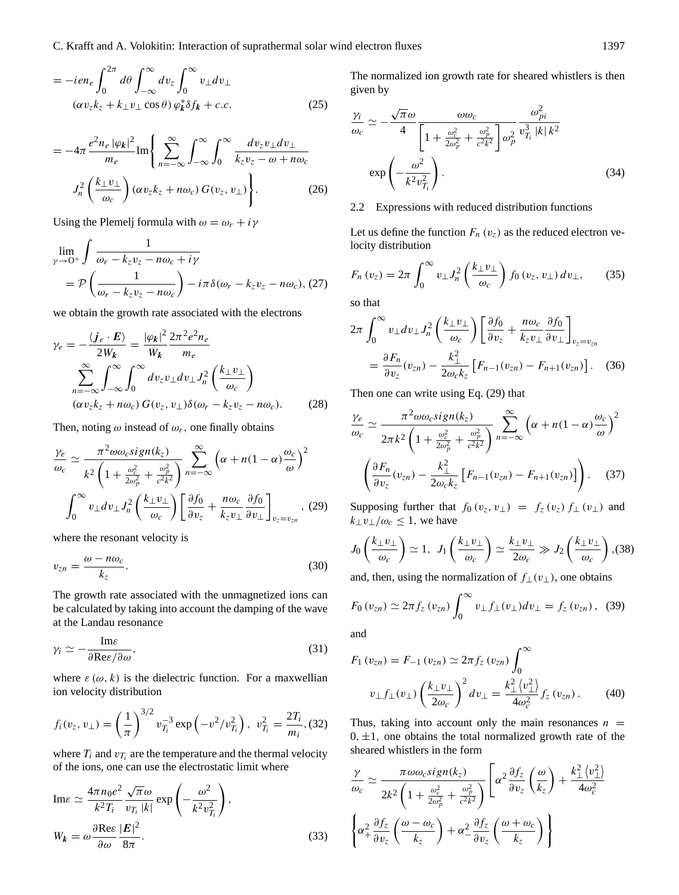$$
= -ien_e \int_0^{2\pi} d\theta \int_{-\infty}^{\infty} dv_z \int_0^{\infty} v_\perp dv_\perp
(\alpha v_z k_z + k_\perp v_\perp \cos\theta)\, \varphi_{\boldsymbol{k}}^* \delta f_{\boldsymbol{k}} + c.c. \tag{25}
$$

$$
= -4\pi \frac{e^2 n_e |\varphi_{\boldsymbol{k}}|^2}{m_e} \mathrm{Im} \Bigg\{ \sum_{n=-\infty}^{\infty} \int_{-\infty}^{\infty} \int_0^{\infty} \frac{dv_z v_\perp dv_\perp}{k_z v_z - \omega + n\omega_c}
J_n^2 \left( \frac{k_\perp v_\perp}{\omega_c} \right) (\alpha v_z k_z + n\omega_c)\, G(v_z, v_\perp) \Bigg\}. \tag{26}
$$

Using the Plemelj formula with $\omega = \omega_r + i\gamma$

$$
\lim_{\gamma \to 0^+} \int \frac{1}{\omega_r - k_z v_z - n\omega_c + i\gamma}
= \mathcal{P} \left( \frac{1}{\omega_r - k_z v_z - n\omega_c} \right) - i\pi \delta(\omega_r - k_z v_z - n\omega_c), \tag{27}
$$

we obtain the growth rate associated with the electrons

$$
\gamma_e = -\frac{\langle \boldsymbol{j}_e \cdot \boldsymbol{E} \rangle}{2W_{\boldsymbol{k}}} = \frac{|\varphi_{\boldsymbol{k}}|^2}{W_{\boldsymbol{k}}} \frac{2\pi^2 e^2 n_e}{m_e}
\sum_{n=-\infty}^{\infty} \int_{-\infty}^{\infty} \int_0^{\infty} dv_z v_\perp dv_\perp J_n^2 \left( \frac{k_\perp v_\perp}{\omega_c} \right)
(\alpha v_z k_z + n\omega_c)\, G(v_z, v_\perp) \delta(\omega_r - k_z v_z - n\omega_c). \tag{28}
$$

Then, noting $\omega$ instead of $\omega_r$, one finally obtains

$$
\frac{\gamma_e}{\omega_c} \simeq \frac{\pi^2 \omega \omega_c sign(k_z)}{k^2 \left( 1 + \frac{\omega_c^2}{2\omega_p^2} + \frac{\omega_p^2}{c^2 k^2} \right)} \sum_{n=-\infty}^{\infty} \left( \alpha + n(1-\alpha)\frac{\omega_c}{\omega} \right)^2
\int_0^{\infty} v_\perp dv_\perp J_n^2 \left( \frac{k_\perp v_\perp}{\omega_c} \right) \left[ \frac{\partial f_0}{\partial v_z} + \frac{n\omega_c}{k_z v_\perp} \frac{\partial f_0}{\partial v_\perp} \right]_{v_z = v_{zn}}, \tag{29}
$$

where the resonant velocity is

$$
v_{zn} = \frac{\omega - n\omega_c}{k_z}. \tag{30}
$$

The growth rate associated with the unmagnetized ions can be calculated by taking into account the damping of the wave at the Landau resonance

$$
\gamma_i \simeq -\frac{\mathrm{Im}\varepsilon}{\partial \mathrm{Re}\varepsilon / \partial \omega}, \tag{31}
$$

where $\varepsilon(\omega, k)$ is the dielectric function. For a maxwellian ion velocity distribution

$$
f_i(v_z, v_\perp) = \left( \frac{1}{\pi} \right)^{3/2} v_{T_i}^{-3} \exp\left( -v^2 / v_{T_i}^2 \right), \ \ v_{T_i}^2 = \frac{2T_i}{m_i}, \tag{32}
$$

where $T_i$ and $v_{T_i}$ are the temperature and the thermal velocity of the ions, one can use the electrostatic limit where

$$
\mathrm{Im}\varepsilon \simeq \frac{4\pi n_0 e^2}{k^2 T_i} \frac{\sqrt{\pi}\omega}{v_{T_i} |k|} \exp\left( -\frac{\omega^2}{k^2 v_{T_i}^2} \right),
$$

$$
W_{\boldsymbol{k}} = \omega \frac{\partial \mathrm{Re}\varepsilon}{\partial \omega} \frac{|\boldsymbol{E}|^2}{8\pi}. \tag{33}
$$

The normalized ion growth rate for sheared whistlers is then given by

$$
\frac{\gamma_i}{\omega_c} \simeq -\frac{\sqrt{\pi}\omega}{4} \frac{\omega \omega_c}{\left[ 1 + \frac{\omega_c^2}{2\omega_p^2} + \frac{\omega_p^2}{c^2 k^2} \right] \omega_p^2} \frac{\omega_{pi}^2}{v_{T_i}^3 |k| k^2}
\exp\left( -\frac{\omega^2}{k^2 v_{T_i}^2} \right). \tag{34}
$$

### 2.2 Expressions with reduced distribution functions

Let us define the function $F_n(v_z)$ as the reduced electron velocity distribution

$$
F_n(v_z) = 2\pi \int_0^{\infty} v_\perp J_n^2 \left( \frac{k_\perp v_\perp}{\omega_c} \right) f_0(v_z, v_\perp) dv_\perp, \tag{35}
$$

so that

$$
2\pi \int_0^{\infty} v_\perp dv_\perp J_n^2 \left( \frac{k_\perp v_\perp}{\omega_c} \right) \left[ \frac{\partial f_0}{\partial v_z} + \frac{n\omega_c}{k_z v_\perp} \frac{\partial f_0}{\partial v_\perp} \right]_{v_z = v_{zn}}
= \frac{\partial F_n}{\partial v_z}(v_{zn}) - \frac{k_\perp^2}{2\omega_c k_z} \left[ F_{n-1}(v_{zn}) - F_{n+1}(v_{zn}) \right]. \tag{36}
$$

Then one can write using Eq. (29) that

$$
\frac{\gamma_e}{\omega_c} \simeq \frac{\pi^2 \omega \omega_c sign(k_z)}{2\pi k^2 \left( 1 + \frac{\omega_c^2}{2\omega_p^2} + \frac{\omega_p^2}{c^2 k^2} \right)} \sum_{n=-\infty}^{\infty} \left( \alpha + n(1-\alpha)\frac{\omega_c}{\omega} \right)^2
\left( \frac{\partial F_n}{\partial v_z}(v_{zn}) - \frac{k_\perp^2}{2\omega_c k_z} \left[ F_{n-1}(v_{zn}) - F_{n+1}(v_{zn}) \right] \right). \tag{37}
$$

Supposing further that $f_0(v_z, v_\perp) = f_z(v_z) f_\perp(v_\perp)$ and $k_\perp v_\perp / \omega_c \leq 1$, we have

$$
J_0 \left( \frac{k_\perp v_\perp}{\omega_c} \right) \simeq 1, \ \ J_1 \left( \frac{k_\perp v_\perp}{\omega_c} \right) \simeq \frac{k_\perp v_\perp}{2\omega_c} \gg J_2 \left( \frac{k_\perp v_\perp}{\omega_c} \right), \tag{38}
$$

and, then, using the normalization of $f_\perp(v_\perp)$, one obtains

$$
F_0(v_{zn}) \simeq 2\pi f_z(v_{zn}) \int_0^{\infty} v_\perp f_\perp(v_\perp) dv_\perp = f_z(v_{zn}), \tag{39}
$$

and

$$
F_1(v_{zn}) = F_{-1}(v_{zn}) \simeq 2\pi f_z(v_{zn}) \int_0^{\infty}
v_\perp f_\perp(v_\perp) \left( \frac{k_\perp v_\perp}{2\omega_c} \right)^2 dv_\perp = \frac{k_\perp^2 \langle v_\perp^2 \rangle}{4\omega_c^2} f_z(v_{zn}). \tag{40}
$$

Thus, taking into account only the main resonances $n = 0, \pm 1$, one obtains the total normalized growth rate of the sheared whistlers in the form

$$
\frac{\gamma}{\omega_c} \simeq \frac{\pi \omega \omega_c sign(k_z)}{2k^2 \left( 1 + \frac{\omega_c^2}{2\omega_p^2} + \frac{\omega_p^2}{c^2 k^2} \right)} \Bigg[ \alpha^2 \frac{\partial f_z}{\partial v_z} \left( \frac{\omega}{k_z} \right) + \frac{k_\perp^2 \langle v_\perp^2 \rangle}{4\omega_c^2}
\left\{ \alpha_+^2 \frac{\partial f_z}{\partial v_z} \left( \frac{\omega - \omega_c}{k_z} \right) + \alpha_-^2 \frac{\partial f_z}{\partial v_z} \left( \frac{\omega + \omega_c}{k_z} \right) \right\}
$$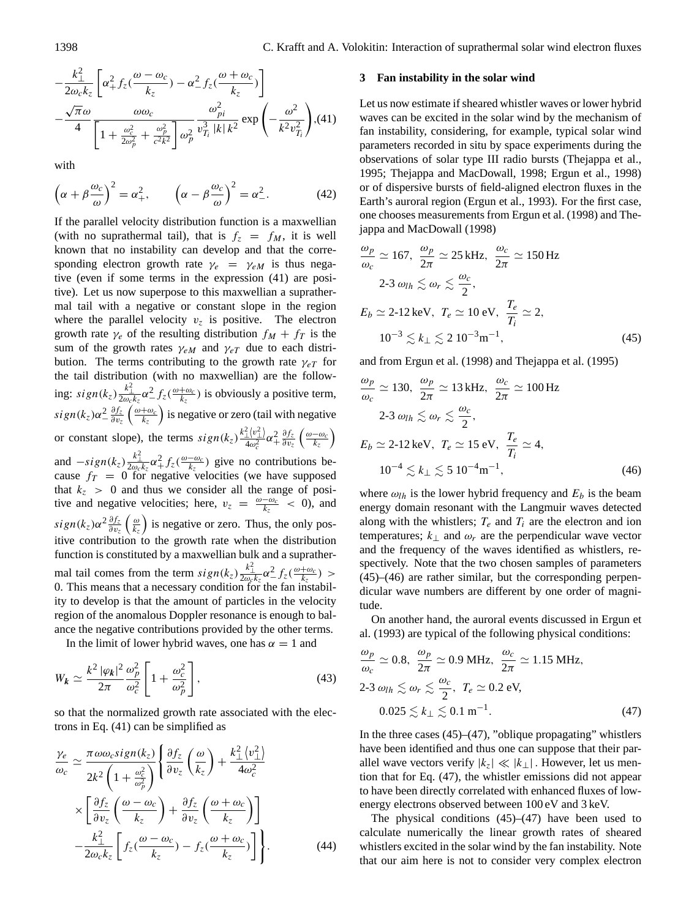$$
-\frac{k_\perp^2}{2\omega_c k_z}\left[\alpha_+^2 f_z(\frac{\omega-\omega_c}{k_z}) - \alpha_-^2 f_z(\frac{\omega+\omega_c}{k_z})\right]
$$

$$
-\frac{\sqrt{\pi}\omega}{4}\frac{\omega\omega_c}{\left[1+\frac{\omega_c^2}{2\omega_p^2}+\frac{\omega_p^2}{c^2k^2}\right]\omega_p^2}\frac{\omega_{pi}^2}{v_{T_i}^3\,|k|\,k^2}\exp\left(-\frac{\omega^2}{k^2v_{T_i}^2}\right), \tag{41}
$$

with

$$
\left(\alpha+\beta\frac{\omega_c}{\omega}\right)^2=\alpha_+^2, \qquad \left(\alpha-\beta\frac{\omega_c}{\omega}\right)^2=\alpha_-^2. \tag{42}
$$

If the parallel velocity distribution function is a maxwellian (with no suprathermal tail), that is $f_z = f_M$, it is well known that no instability can develop and that the corresponding electron growth rate $\gamma_e = \gamma_{eM}$ is thus negative (even if some terms in the expression (41) are positive). Let us now superpose to this maxwellian a suprathermal tail with a negative or constant slope in the region where the parallel velocity $v_z$ is positive. The electron growth rate $\gamma_e$ of the resulting distribution $f_M + f_T$ is the sum of the growth rates $\gamma_{eM}$ and $\gamma_{eT}$ due to each distribution. The terms contributing to the growth rate $\gamma_{eT}$ for the tail distribution (with no maxwellian) are the following: $sign(k_z)\frac{k_\perp^2}{2\omega_c k_z}\alpha_-^2 f_z(\frac{\omega+\omega_c}{k_z})$ is obviously a positive term, $sign(k_z)\alpha_-^2\frac{\partial f_z}{\partial v_z}\left(\frac{\omega+\omega_c}{k_z}\right)$ is negative or zero (tail with negative or constant slope), the terms $sign(k_z)\frac{k_\perp^2\langle v_\perp^2\rangle}{4\omega_c^2}\alpha_+^2\frac{\partial f_z}{\partial v_z}\left(\frac{\omega-\omega_c}{k_z}\right)$ and $-sign(k_z)\frac{k_\perp^2}{2\omega_c k_z}\alpha_+^2 f_z(\frac{\omega-\omega_c}{k_z})$ give no contributions because $f_T = 0$ for negative velocities (we have supposed that $k_z > 0$ and thus we consider all the range of positive and negative velocities; here, $v_z = \frac{\omega-\omega_c}{k_z} < 0$), and $sign(k_z)\alpha^2\frac{\partial f_z}{\partial v_z}\left(\frac{\omega}{k_z}\right)$ is negative or zero. Thus, the only positive contribution to the growth rate when the distribution function is constituted by a maxwellian bulk and a suprathermal tail comes from the term $sign(k_z)\frac{k_\perp^2}{2\omega_c k_z}\alpha_-^2 f_z(\frac{\omega+\omega_c}{k_z}) > 0$. This means that a necessary condition for the fan instability to develop is that the amount of particles in the velocity region of the anomalous Doppler resonance is enough to balance the negative contributions provided by the other terms.

In the limit of lower hybrid waves, one has $\alpha = 1$ and

$$
W_{\mathbf{k}} \simeq \frac{k^2\,|\varphi_{\mathbf{k}}|^2}{2\pi}\frac{\omega_p^2}{\omega_c^2}\left[1+\frac{\omega_c^2}{\omega_p^2}\right], \tag{43}
$$

so that the normalized growth rate associated with the electrons in Eq. (41) can be simplified as

$$
\frac{\gamma_e}{\omega_c} \simeq \frac{\pi\omega\omega_c sign(k_z)}{2k^2\left(1+\frac{\omega_c^2}{\omega_p^2}\right)}\left\{\frac{\partial f_z}{\partial v_z}\left(\frac{\omega}{k_z}\right)+\frac{k_\perp^2\langle v_\perp^2\rangle}{4\omega_c^2}\right.
$$

$$
\times\left[\frac{\partial f_z}{\partial v_z}\left(\frac{\omega-\omega_c}{k_z}\right)+\frac{\partial f_z}{\partial v_z}\left(\frac{\omega+\omega_c}{k_z}\right)\right]
$$

$$
\left.-\frac{k_\perp^2}{2\omega_c k_z}\left[f_z(\frac{\omega-\omega_c}{k_z})-f_z(\frac{\omega+\omega_c}{k_z})\right]\right\}. \tag{44}
$$

## 3 Fan instability in the solar wind

Let us now estimate if sheared whistler waves or lower hybrid waves can be excited in the solar wind by the mechanism of fan instability, considering, for example, typical solar wind parameters recorded in situ by space experiments during the observations of solar type III radio bursts (Thejappa et al., 1995; Thejappa and MacDowall, 1998; Ergun et al., 1998) or of dispersive bursts of field-aligned electron fluxes in the Earth's auroral region (Ergun et al., 1993). For the first case, one chooses measurements from Ergun et al. (1998) and Thejappa and MacDowall (1998)

$$
\begin{aligned}
&\frac{\omega_p}{\omega_c}\simeq 167,\ \frac{\omega_p}{2\pi}\simeq 25\,\text{kHz},\ \frac{\omega_c}{2\pi}\simeq 150\,\text{Hz}\\
&\quad 2\text{-}3\ \omega_{lh}\lesssim\omega_r\lesssim\frac{\omega_c}{2},\\
&E_b\simeq 2\text{-}12\,\text{keV},\ T_e\simeq 10\ \text{eV},\ \frac{T_e}{T_i}\simeq 2,\\
&\quad 10^{-3}\lesssim k_\perp\lesssim 2\ 10^{-3}\text{m}^{-1},
\end{aligned} \tag{45}
$$

and from Ergun et al. (1998) and Thejappa et al. (1995)

$$
\begin{aligned}
&\frac{\omega_p}{\omega_c}\simeq 130,\ \frac{\omega_p}{2\pi}\simeq 13\,\text{kHz},\ \frac{\omega_c}{2\pi}\simeq 100\,\text{Hz}\\
&\quad 2\text{-}3\ \omega_{lh}\lesssim\omega_r\lesssim\frac{\omega_c}{2},\\
&E_b\simeq 2\text{-}12\,\text{keV},\ T_e\simeq 15\ \text{eV},\ \frac{T_e}{T_i}\simeq 4,\\
&\quad 10^{-4}\lesssim k_\perp\lesssim 5\ 10^{-4}\text{m}^{-1},
\end{aligned} \tag{46}
$$

where $\omega_{lh}$ is the lower hybrid frequency and $E_b$ is the beam energy domain resonant with the Langmuir waves detected along with the whistlers; $T_e$ and $T_i$ are the electron and ion temperatures; $k_\perp$ and $\omega_r$ are the perpendicular wave vector and the frequency of the waves identified as whistlers, respectively. Note that the two chosen samples of parameters (45)–(46) are rather similar, but the corresponding perpendicular wave numbers are different by one order of magnitude.

On another hand, the auroral events discussed in Ergun et al. (1993) are typical of the following physical conditions:

$$
\begin{aligned}
&\frac{\omega_p}{\omega_c}\simeq 0.8,\ \frac{\omega_p}{2\pi}\simeq 0.9\ \text{MHz},\ \frac{\omega_c}{2\pi}\simeq 1.15\ \text{MHz},\\
&2\text{-}3\ \omega_{lh}\lesssim\omega_r\lesssim\frac{\omega_c}{2},\ T_e\simeq 0.2\ \text{eV},\\
&\quad 0.025\lesssim k_\perp\lesssim 0.1\ \text{m}^{-1}.
\end{aligned} \tag{47}
$$

In the three cases (45)–(47), "oblique propagating" whistlers have been identified and thus one can suppose that their parallel wave vectors verify $|k_z| \ll |k_\perp|$. However, let us mention that for Eq. (47), the whistler emissions did not appear to have been directly correlated with enhanced fluxes of low-energy electrons observed between 100 eV and 3 keV.

The physical conditions (45)–(47) have been used to calculate numerically the linear growth rates of sheared whistlers excited in the solar wind by the fan instability. Note that our aim here is not to consider very complex electron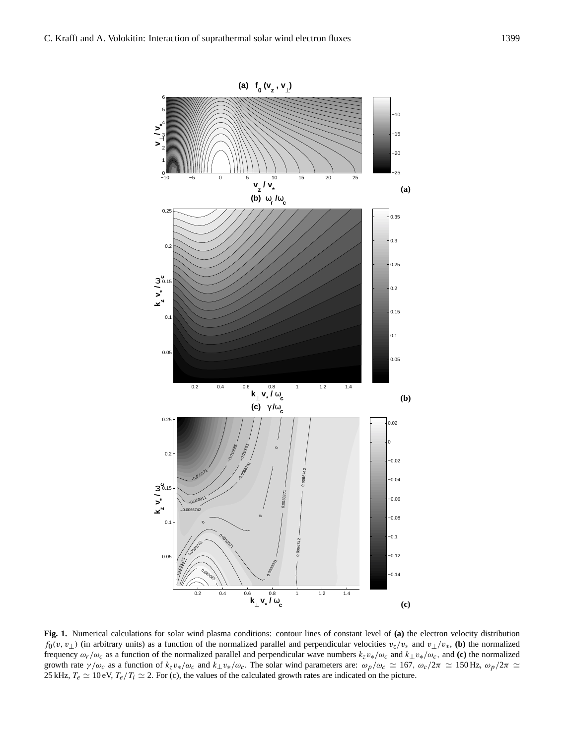**Fig. 1.** Numerical calculations for solar wind plasma conditions: contour lines of constant level of **(a)** the electron velocity distribution $f_0(v, v_\perp)$ (in arbitrary units) as a function of the normalized parallel and perpendicular velocities $v_z/v_*$ and $v_\perp/v_*$, **(b)** the normalized frequency $\omega_r/\omega_c$ as a function of the normalized parallel and perpendicular wave numbers $k_z v_*/\omega_c$ and $k_\perp v_*/\omega_c$, and **(c)** the normalized growth rate $\gamma/\omega_c$ as a function of $k_z v_*/\omega_c$ and $k_\perp v_*/\omega_c$. The solar wind parameters are: $\omega_p/\omega_c \simeq 167$, $\omega_c/2\pi \simeq 150$ Hz, $\omega_p/2\pi \simeq 25$ kHz, $T_e \simeq 10$ eV, $T_e/T_i \simeq 2$. For (c), the values of the calculated growth rates are indicated on the picture.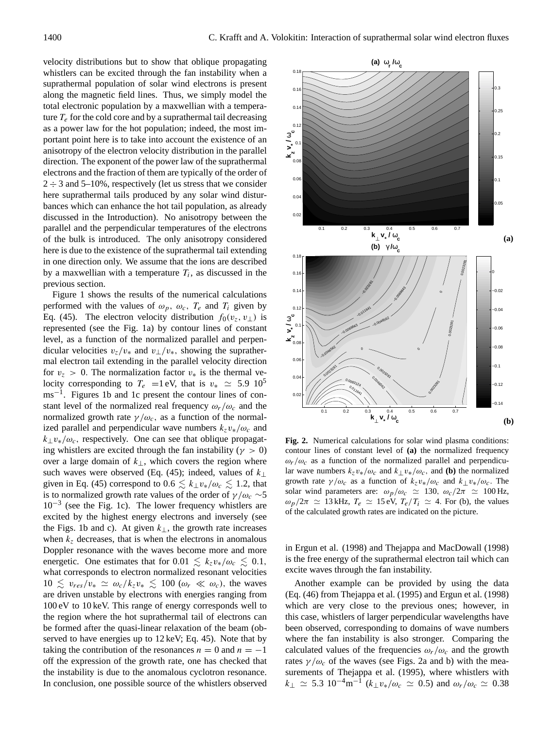velocity distributions but to show that oblique propagating whistlers can be excited through the fan instability when a suprathermal population of solar wind electrons is present along the magnetic field lines. Thus, we simply model the total electronic population by a maxwellian with a temperature $T_e$ for the cold core and by a suprathermal tail decreasing as a power law for the hot population; indeed, the most important point here is to take into account the existence of an anisotropy of the electron velocity distribution in the parallel direction. The exponent of the power law of the suprathermal electrons and the fraction of them are typically of the order of $2 \div 3$ and 5–10%, respectively (let us stress that we consider here suprathermal tails produced by any solar wind disturbances which can enhance the hot tail population, as already discussed in the Introduction). No anisotropy between the parallel and the perpendicular temperatures of the electrons of the bulk is introduced. The only anisotropy considered here is due to the existence of the suprathermal tail extending in one direction only. We assume that the ions are described by a maxwellian with a temperature $T_i$, as discussed in the previous section.

Figure 1 shows the results of the numerical calculations performed with the values of $\omega_p$, $\omega_c$, $T_e$ and $T_i$ given by Eq. (45). The electron velocity distribution $f_0(v_z, v_\perp)$ is represented (see the Fig. 1a) by contour lines of constant level, as a function of the normalized parallel and perpendicular velocities $v_z/v_*$ and $v_\perp/v_*$, showing the suprathermal electron tail extending in the parallel velocity direction for $v_z > 0$. The normalization factor $v_*$ is the thermal velocity corresponding to $T_e$ =1 eV, that is $v_* \simeq 5.9\ 10^5$ ms$^{-1}$. Figures 1b and 1c present the contour lines of constant level of the normalized real frequency $\omega_r/\omega_c$ and the normalized growth rate $\gamma/\omega_c$, as a function of the normalized parallel and perpendicular wave numbers $k_z v_*/\omega_c$ and $k_\perp v_*/\omega_c$, respectively. One can see that oblique propagating whistlers are excited through the fan instability ($\gamma > 0$) over a large domain of $k_\perp$, which covers the region where such waves were observed (Eq. (45); indeed, values of $k_\perp$ given in Eq. (45) correspond to $0.6 \lesssim k_\perp v_*/\omega_c \lesssim 1.2$, that is to normalized growth rate values of the order of $\gamma/\omega_c \sim 5\ 10^{-3}$ (see the Fig. 1c). The lower frequency whistlers are excited by the highest energy electrons and inversely (see the Figs. 1b and c). At given $k_\perp$, the growth rate increases when $k_z$ decreases, that is when the electrons in anomalous Doppler resonance with the waves become more and more energetic. One estimates that for $0.01 \lesssim k_z v_*/\omega_c \lesssim 0.1$, what corresponds to electron normalized resonant velocities $10 \lesssim v_{res}/v_* \simeq \omega_c/k_z v_* \lesssim 100$ ($\omega_r \ll \omega_c$), the waves are driven unstable by electrons with energies ranging from 100 eV to 10 keV. This range of energy corresponds well to the region where the hot suprathermal tail of electrons can be formed after the quasi-linear relaxation of the beam (observed to have energies up to 12 keV; Eq. 45). Note that by taking the contribution of the resonances $n = 0$ and $n = -1$ off the expression of the growth rate, one has checked that the instability is due to the anomalous cyclotron resonance. In conclusion, one possible source of the whistlers observed in Ergun et al. (1998) and Thejappa and MacDowall (1998) is the free energy of the suprathermal electron tail which can excite waves through the fan instability.

Another example can be provided by using the data (Eq. (46) from Thejappa et al. (1995) and Ergun et al. (1998) which are very close to the previous ones; however, in this case, whistlers of larger perpendicular wavelengths have been observed, corresponding to domains of wave numbers where the fan instability is also stronger. Comparing the calculated values of the frequencies $\omega_r/\omega_c$ and the growth rates $\gamma/\omega_c$ of the waves (see Figs. 2a and b) with the measurements of Thejappa et al. (1995), where whistlers with $k_\perp \simeq 5.3\ 10^{-4}$m$^{-1}$ ($k_\perp v_*/\omega_c \simeq 0.5$) and $\omega_r/\omega_c \simeq 0.38$

**Fig. 2.** Numerical calculations for solar wind plasma conditions: contour lines of constant level of **(a)** the normalized frequency $\omega_r/\omega_c$ as a function of the normalized parallel and perpendicular wave numbers $k_z v_*/\omega_c$ and $k_\perp v_*/\omega_c$, and **(b)** the normalized growth rate $\gamma/\omega_c$ as a function of $k_z v_*/\omega_c$ and $k_\perp v_*/\omega_c$. The solar wind parameters are: $\omega_p/\omega_c \simeq 130$, $\omega_c/2\pi \simeq 100$ Hz, $\omega_p/2\pi \simeq 13$ kHz, $T_e \simeq 15$ eV, $T_e/T_i \simeq 4$. For (b), the values of the calculated growth rates are indicated on the picture.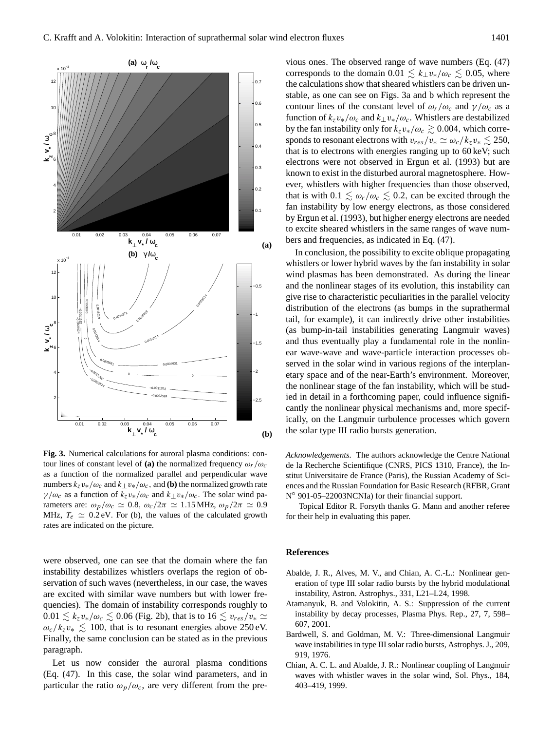were observed, one can see that the domain where the fan instability destabilizes whistlers overlaps the region of observation of such waves (nevertheless, in our case, the waves are excited with similar wave numbers but with lower frequencies). The domain of instability corresponds roughly to $0.01 \lesssim k_z v_*/\omega_c \lesssim 0.06$ (Fig. 2b), that is to $16 \lesssim v_{res}/v_* \simeq \omega_c/k_z v_* \lesssim 100$, that is to resonant energies above 250 eV. Finally, the same conclusion can be stated as in the previous paragraph.

Let us now consider the auroral plasma conditions (Eq. (47). In this case, the solar wind parameters, and in particular the ratio $\omega_p/\omega_c$, are very different from the previous ones. The observed range of wave numbers (Eq. (47) corresponds to the domain $0.01 \lesssim k_\perp v_*/\omega_c \lesssim 0.05$, where the calculations show that sheared whistlers can be driven unstable, as one can see on Figs. 3a and b which represent the contour lines of the constant level of $\omega_r/\omega_c$ and $\gamma/\omega_c$ as a function of $k_z v_*/\omega_c$ and $k_\perp v_*/\omega_c$. Whistlers are destabilized by the fan instability only for $k_z v_*/\omega_c \gtrsim 0.004$, which corresponds to resonant electrons with $v_{res}/v_* \simeq \omega_c/k_z v_* \lesssim 250$, that is to electrons with energies ranging up to 60 keV; such electrons were not observed in Ergun et al. (1993) but are known to exist in the disturbed auroral magnetosphere. However, whistlers with higher frequencies than those observed, that is with $0.1 \lesssim \omega_r/\omega_c \lesssim 0.2$, can be excited through the fan instability by low energy electrons, as those considered by Ergun et al. (1993), but higher energy electrons are needed to excite sheared whistlers in the same ranges of wave numbers and frequencies, as indicated in Eq. (47).

In conclusion, the possibility to excite oblique propagating whistlers or lower hybrid waves by the fan instability in solar wind plasmas has been demonstrated. As during the linear and the nonlinear stages of its evolution, this instability can give rise to characteristic peculiarities in the parallel velocity distribution of the electrons (as bumps in the suprathermal tail, for example), it can indirectly drive other instabilities (as bump-in-tail instabilities generating Langmuir waves) and thus eventually play a fundamental role in the nonlinear wave-wave and wave-particle interaction processes observed in the solar wind in various regions of the interplanetary space and of the near-Earth's environment. Moreover, the nonlinear stage of the fan instability, which will be studied in detail in a forthcoming paper, could influence significantly the nonlinear physical mechanisms and, more specifically, on the Langmuir turbulence processes which govern the solar type III radio bursts generation.

**Fig. 3.** Numerical calculations for auroral plasma conditions: contour lines of constant level of **(a)** the normalized frequency $\omega_r/\omega_c$ as a function of the normalized parallel and perpendicular wave numbers $k_z v_*/\omega_c$ and $k_\perp v_*/\omega_c$, and **(b)** the normalized growth rate $\gamma/\omega_c$ as a function of $k_z v_*/\omega_c$ and $k_\perp v_*/\omega_c$. The solar wind parameters are: $\omega_p/\omega_c \simeq 0.8$, $\omega_c/2\pi \simeq 1.15$ MHz, $\omega_p/2\pi \simeq 0.9$ MHz, $T_e \simeq 0.2$ eV. For (b), the values of the calculated growth rates are indicated on the picture.

*Acknowledgements.* The authors acknowledge the Centre National de la Recherche Scientifique (CNRS, PICS 1310, France), the Institut Universitaire de France (Paris), the Russian Academy of Sciences and the Russian Foundation for Basic Research (RFBR, Grant N° 901-05–22003NCNIa) for their financial support.

Topical Editor R. Forsyth thanks G. Mann and another referee for their help in evaluating this paper.

## References

- Abalde, J. R., Alves, M. V., and Chian, A. C.-L.: Nonlinear generation of type III solar radio bursts by the hybrid modulational instability, Astron. Astrophys., 331, L21–L24, 1998.
- Atamanyuk, B. and Volokitin, A. S.: Suppression of the current instability by decay processes, Plasma Phys. Rep., 27, 7, 598–607, 2001.
- Bardwell, S. and Goldman, M. V.: Three-dimensional Langmuir wave instabilities in type III solar radio bursts, Astrophys. J., 209, 919, 1976.
- Chian, A. C. L. and Abalde, J. R.: Nonlinear coupling of Langmuir waves with whistler waves in the solar wind, Sol. Phys., 184, 403–419, 1999.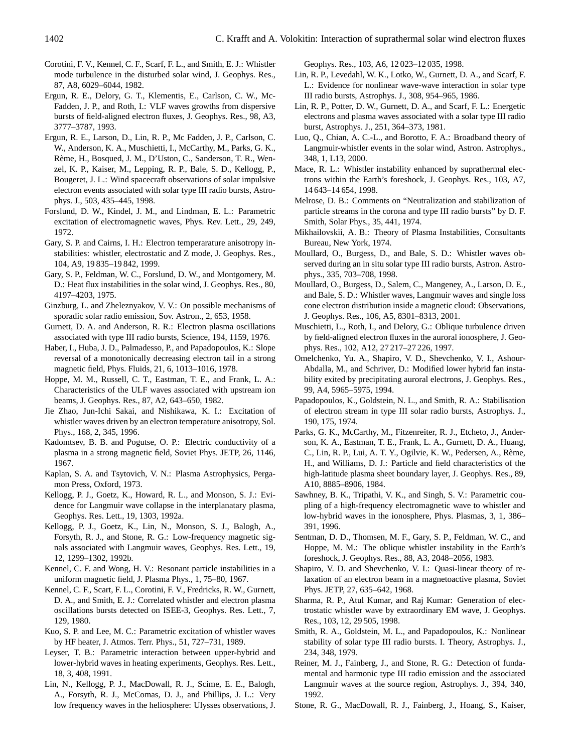Corotini, F. V., Kennel, C. F., Scarf, F. L., and Smith, E. J.: Whistler mode turbulence in the disturbed solar wind, J. Geophys. Res., 87, A8, 6029–6044, 1982.

Ergun, R. E., Delory, G. T., Klementis, E., Carlson, C. W., McFadden, J. P., and Roth, I.: VLF waves growths from dispersive bursts of field-aligned electron fluxes, J. Geophys. Res., 98, A3, 3777–3787, 1993.

Ergun, R. E., Larson, D., Lin, R. P., Mc Fadden, J. P., Carlson, C. W., Anderson, K. A., Muschietti, I., McCarthy, M., Parks, G. K., Rème, H., Bosqued, J. M., D'Uston, C., Sanderson, T. R., Wenzel, K. P., Kaiser, M., Lepping, R. P., Bale, S. D., Kellogg, P., Bougeret, J. L.: Wind spacecraft observations of solar impulsive electron events associated with solar type III radio bursts, Astrophys. J., 503, 435–445, 1998.

Forslund, D. W., Kindel, J. M., and Lindman, E. L.: Parametric excitation of electromagnetic waves, Phys. Rev. Lett., 29, 249, 1972.

Gary, S. P. and Cairns, I. H.: Electron temperarature anisotropy instabilities: whistler, electrostatic and Z mode, J. Geophys. Res., 104, A9, 19 835–19 842, 1999.

Gary, S. P., Feldman, W. C., Forslund, D. W., and Montgomery, M. D.: Heat flux instabilities in the solar wind, J. Geophys. Res., 80, 4197–4203, 1975.

Ginzburg, L. and Zheleznyakov, V. V.: On possible mechanisms of sporadic solar radio emission, Sov. Astron., 2, 653, 1958.

Gurnett, D. A. and Anderson, R. R.: Electron plasma oscillations associated with type III radio bursts, Science, 194, 1159, 1976.

Haber, I., Huba, J. D., Palmadesso, P., and Papadopoulos, K.: Slope reversal of a monotonically decreasing electron tail in a strong magnetic field, Phys. Fluids, 21, 6, 1013–1016, 1978.

Hoppe, M. M., Russell, C. T., Eastman, T. E., and Frank, L. A.: Characteristics of the ULF waves associated with upstream ion beams, J. Geophys. Res., 87, A2, 643–650, 1982.

Jie Zhao, Jun-Ichi Sakai, and Nishikawa, K. I.: Excitation of whistler waves driven by an electron temperature anisotropy, Sol. Phys., 168, 2, 345, 1996.

Kadomtsev, B. B. and Pogutse, O. P.: Electric conductivity of a plasma in a strong magnetic field, Soviet Phys. JETP, 26, 1146, 1967.

Kaplan, S. A. and Tsytovich, V. N.: Plasma Astrophysics, Pergamon Press, Oxford, 1973.

Kellogg, P. J., Goetz, K., Howard, R. L., and Monson, S. J.: Evidence for Langmuir wave collapse in the interplanatary plasma, Geophys. Res. Lett., 19, 1303, 1992a.

Kellogg, P. J., Goetz, K., Lin, N., Monson, S. J., Balogh, A., Forsyth, R. J., and Stone, R. G.: Low-frequency magnetic signals associated with Langmuir waves, Geophys. Res. Lett., 19, 12, 1299–1302, 1992b.

Kennel, C. F. and Wong, H. V.: Resonant particle instabilities in a uniform magnetic field, J. Plasma Phys., 1, 75–80, 1967.

Kennel, C. F., Scart, F. L., Corotini, F. V., Fredricks, R. W., Gurnett, D. A., and Smith, E. J.: Correlated whistler and electron plasma oscillations bursts detected on ISEE-3, Geophys. Res. Lett., 7, 129, 1980.

Kuo, S. P. and Lee, M. C.: Parametric excitation of whistler waves by HF heater, J. Atmos. Terr. Phys., 51, 727–731, 1989.

Leyser, T. B.: Parametric interaction between upper-hybrid and lower-hybrid waves in heating experiments, Geophys. Res. Lett., 18, 3, 408, 1991.

Lin, N., Kellogg, P. J., MacDowall, R. J., Scime, E. E., Balogh, A., Forsyth, R. J., McComas, D. J., and Phillips, J. L.: Very low frequency waves in the heliosphere: Ulysses observations, J. Geophys. Res., 103, A6, 12 023–12 035, 1998.

Lin, R. P., Levedahl, W. K., Lotko, W., Gurnett, D. A., and Scarf, F. L.: Evidence for nonlinear wave-wave interaction in solar type III radio bursts, Astrophys. J., 308, 954–965, 1986.

Lin, R. P., Potter, D. W., Gurnett, D. A., and Scarf, F. L.: Energetic electrons and plasma waves associated with a solar type III radio burst, Astrophys. J., 251, 364–373, 1981.

Luo, Q., Chian, A. C.-L., and Borotto, F. A.: Broadband theory of Langmuir-whistler events in the solar wind, Astron. Astrophys., 348, 1, L13, 2000.

Mace, R. L.: Whistler instability enhanced by suprathermal electrons within the Earth's foreshock, J. Geophys. Res., 103, A7, 14 643–14 654, 1998.

Melrose, D. B.: Comments on "Neutralization and stabilization of particle streams in the corona and type III radio bursts" by D. F. Smith, Solar Phys., 35, 441, 1974.

Mikhailovskii, A. B.: Theory of Plasma Instabilities, Consultants Bureau, New York, 1974.

Moullard, O., Burgess, D., and Bale, S. D.: Whistler waves observed during an in situ solar type III radio bursts, Astron. Astrophys., 335, 703–708, 1998.

Moullard, O., Burgess, D., Salem, C., Mangeney, A., Larson, D. E., and Bale, S. D.: Whistler waves, Langmuir waves and single loss cone electron distribution inside a magnetic cloud: Observations, J. Geophys. Res., 106, A5, 8301–8313, 2001.

Muschietti, L., Roth, I., and Delory, G.: Oblique turbulence driven by field-aligned electron fluxes in the auroral ionosphere, J. Geophys. Res., 102, A12, 27 217–27 226, 1997.

Omelchenko, Yu. A., Shapiro, V. D., Shevchenko, V. I., Ashour-Abdalla, M., and Schriver, D.: Modified lower hybrid fan instability exited by precipitating auroral electrons, J. Geophys. Res., 99, A4, 5965–5975, 1994.

Papadopoulos, K., Goldstein, N. L., and Smith, R. A.: Stabilisation of electron stream in type III solar radio bursts, Astrophys. J., 190, 175, 1974.

Parks, G. K., McCarthy, M., Fitzenreiter, R. J., Etcheto, J., Anderson, K. A., Eastman, T. E., Frank, L. A., Gurnett, D. A., Huang, C., Lin, R. P., Lui, A. T. Y., Ogilvie, K. W., Pedersen, A., Rème, H., and Williams, D. J.: Particle and field characteristics of the high-latitude plasma sheet boundary layer, J. Geophys. Res., 89, A10, 8885–8906, 1984.

Sawhney, B. K., Tripathi, V. K., and Singh, S. V.: Parametric coupling of a high-frequency electromagnetic wave to whistler and low-hybrid waves in the ionosphere, Phys. Plasmas, 3, 1, 386–391, 1996.

Sentman, D. D., Thomsen, M. F., Gary, S. P., Feldman, W. C., and Hoppe, M. M.: The oblique whistler instability in the Earth's foreshock, J. Geophys. Res., 88, A3, 2048–2056, 1983.

Shapiro, V. D. and Shevchenko, V. I.: Quasi-linear theory of relaxation of an electron beam in a magnetoactive plasma, Soviet Phys. JETP, 27, 635–642, 1968.

Sharma, R. P., Atul Kumar, and Raj Kumar: Generation of electrostatic whistler wave by extraordinary EM wave, J. Geophys. Res., 103, 12, 29 505, 1998.

Smith, R. A., Goldstein, M. L., and Papadopoulos, K.: Nonlinear stability of solar type III radio bursts. I. Theory, Astrophys. J., 234, 348, 1979.

Reiner, M. J., Fainberg, J., and Stone, R. G.: Detection of fundamental and harmonic type III radio emission and the associated Langmuir waves at the source region, Astrophys. J., 394, 340, 1992.

Stone, R. G., MacDowall, R. J., Fainberg, J., Hoang, S., Kaiser,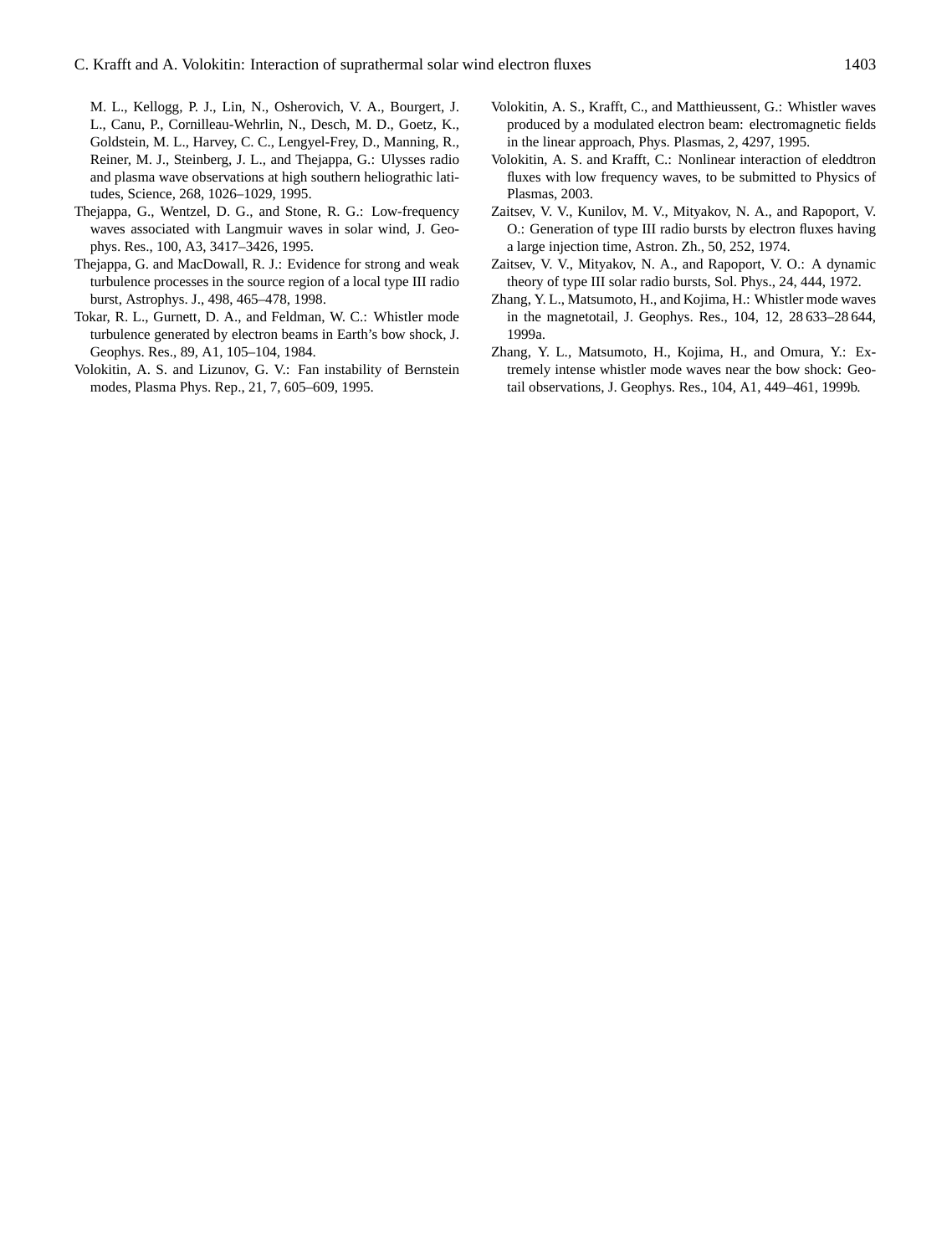M. L., Kellogg, P. J., Lin, N., Osherovich, V. A., Bourgert, J. L., Canu, P., Cornilleau-Wehrlin, N., Desch, M. D., Goetz, K., Goldstein, M. L., Harvey, C. C., Lengyel-Frey, D., Manning, R., Reiner, M. J., Steinberg, J. L., and Thejappa, G.: Ulysses radio and plasma wave observations at high southern heliograthic latitudes, Science, 268, 1026–1029, 1995.

Thejappa, G., Wentzel, D. G., and Stone, R. G.: Low-frequency waves associated with Langmuir waves in solar wind, J. Geophys. Res., 100, A3, 3417–3426, 1995.

Thejappa, G. and MacDowall, R. J.: Evidence for strong and weak turbulence processes in the source region of a local type III radio burst, Astrophys. J., 498, 465–478, 1998.

Tokar, R. L., Gurnett, D. A., and Feldman, W. C.: Whistler mode turbulence generated by electron beams in Earth's bow shock, J. Geophys. Res., 89, A1, 105–104, 1984.

Volokitin, A. S. and Lizunov, G. V.: Fan instability of Bernstein modes, Plasma Phys. Rep., 21, 7, 605–609, 1995.

Volokitin, A. S., Krafft, C., and Matthieussent, G.: Whistler waves produced by a modulated electron beam: electromagnetic fields in the linear approach, Phys. Plasmas, 2, 4297, 1995.

Volokitin, A. S. and Krafft, C.: Nonlinear interaction of eleddtron fluxes with low frequency waves, to be submitted to Physics of Plasmas, 2003.

Zaitsev, V. V., Kunilov, M. V., Mityakov, N. A., and Rapoport, V. O.: Generation of type III radio bursts by electron fluxes having a large injection time, Astron. Zh., 50, 252, 1974.

Zaitsev, V. V., Mityakov, N. A., and Rapoport, V. O.: A dynamic theory of type III solar radio bursts, Sol. Phys., 24, 444, 1972.

Zhang, Y. L., Matsumoto, H., and Kojima, H.: Whistler mode waves in the magnetotail, J. Geophys. Res., 104, 12, 28 633–28 644, 1999a.

Zhang, Y. L., Matsumoto, H., Kojima, H., and Omura, Y.: Extremely intense whistler mode waves near the bow shock: Geotail observations, J. Geophys. Res., 104, A1, 449–461, 1999b.